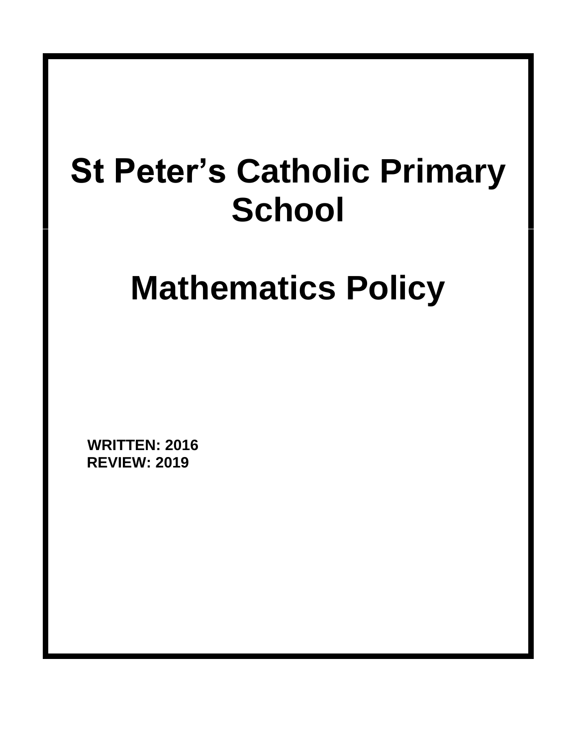# St Peter's Catholic Primary School

# Mathematics Policy

**WRITTEN: 2016**
**REVIEW: 2019**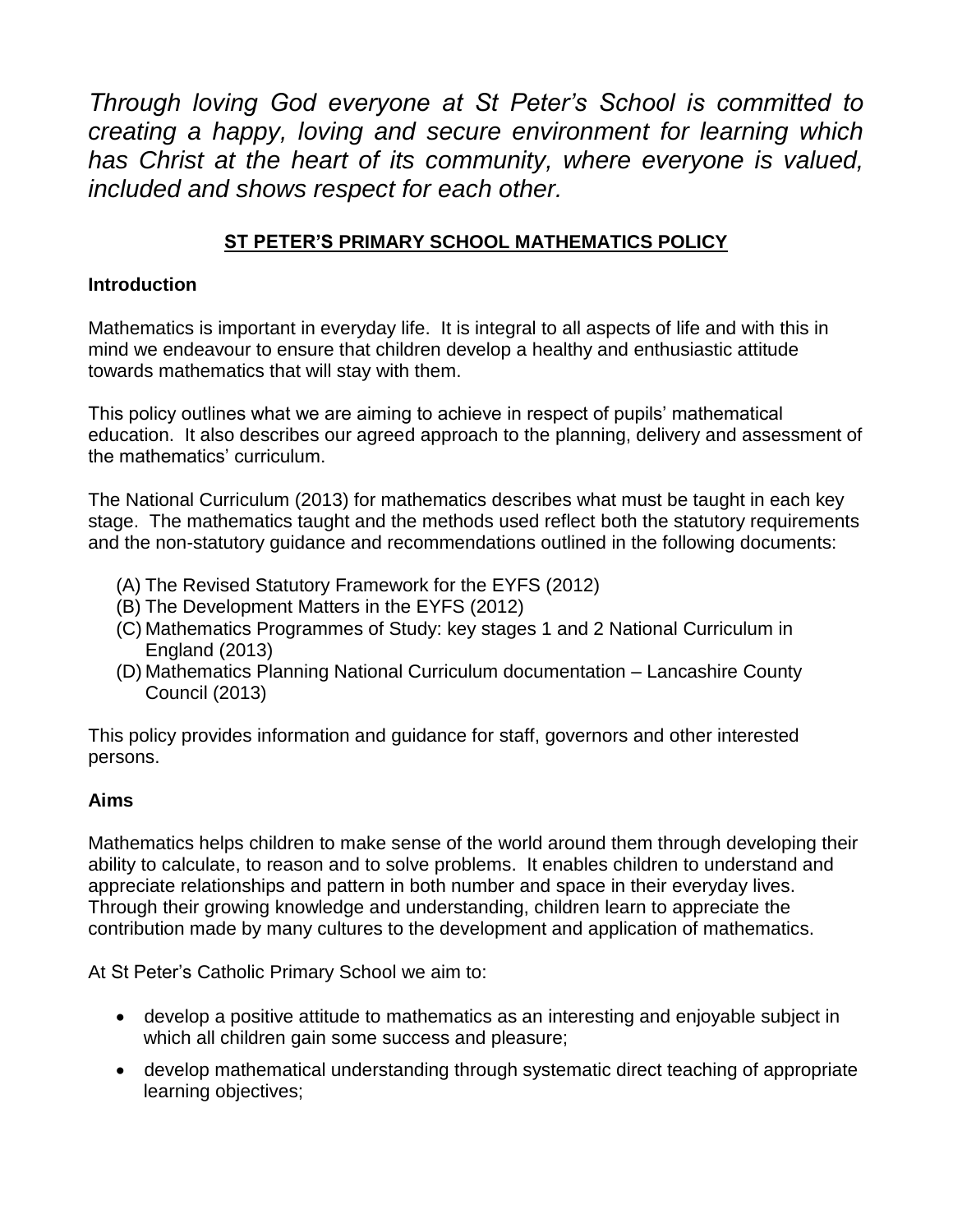*Through loving God everyone at St Peter's School is committed to creating a happy, loving and secure environment for learning which has Christ at the heart of its community, where everyone is valued, included and shows respect for each other.*

## ST PETER'S PRIMARY SCHOOL MATHEMATICS POLICY

### Introduction

Mathematics is important in everyday life. It is integral to all aspects of life and with this in mind we endeavour to ensure that children develop a healthy and enthusiastic attitude towards mathematics that will stay with them.

This policy outlines what we are aiming to achieve in respect of pupils' mathematical education. It also describes our agreed approach to the planning, delivery and assessment of the mathematics' curriculum.

The National Curriculum (2013) for mathematics describes what must be taught in each key stage. The mathematics taught and the methods used reflect both the statutory requirements and the non-statutory guidance and recommendations outlined in the following documents:

(A) The Revised Statutory Framework for the EYFS (2012)
(B) The Development Matters in the EYFS (2012)
(C) Mathematics Programmes of Study: key stages 1 and 2 National Curriculum in England (2013)
(D) Mathematics Planning National Curriculum documentation – Lancashire County Council (2013)

This policy provides information and guidance for staff, governors and other interested persons.

### Aims

Mathematics helps children to make sense of the world around them through developing their ability to calculate, to reason and to solve problems. It enables children to understand and appreciate relationships and pattern in both number and space in their everyday lives. Through their growing knowledge and understanding, children learn to appreciate the contribution made by many cultures to the development and application of mathematics.

At St Peter's Catholic Primary School we aim to:

- develop a positive attitude to mathematics as an interesting and enjoyable subject in which all children gain some success and pleasure;
- develop mathematical understanding through systematic direct teaching of appropriate learning objectives;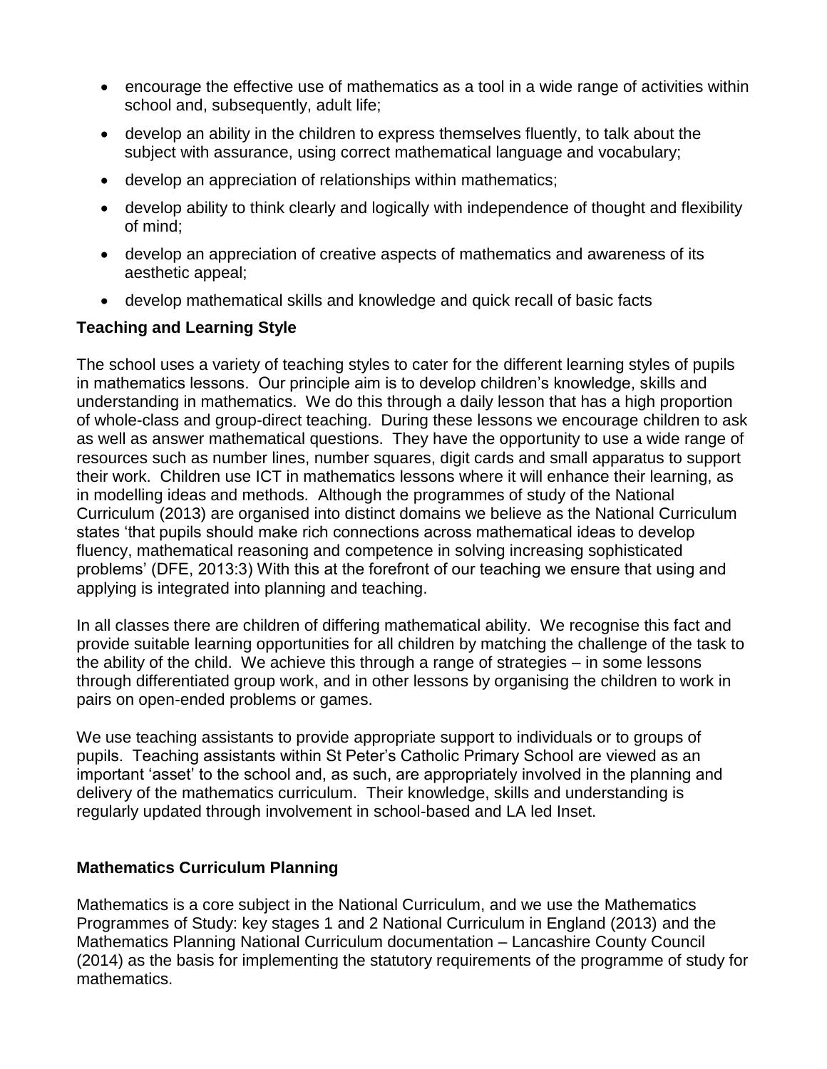- encourage the effective use of mathematics as a tool in a wide range of activities within school and, subsequently, adult life;
- develop an ability in the children to express themselves fluently, to talk about the subject with assurance, using correct mathematical language and vocabulary;
- develop an appreciation of relationships within mathematics;
- develop ability to think clearly and logically with independence of thought and flexibility of mind;
- develop an appreciation of creative aspects of mathematics and awareness of its aesthetic appeal;
- develop mathematical skills and knowledge and quick recall of basic facts

**Teaching and Learning Style**

The school uses a variety of teaching styles to cater for the different learning styles of pupils in mathematics lessons. Our principle aim is to develop children's knowledge, skills and understanding in mathematics. We do this through a daily lesson that has a high proportion of whole-class and group-direct teaching. During these lessons we encourage children to ask as well as answer mathematical questions. They have the opportunity to use a wide range of resources such as number lines, number squares, digit cards and small apparatus to support their work. Children use ICT in mathematics lessons where it will enhance their learning, as in modelling ideas and methods. Although the programmes of study of the National Curriculum (2013) are organised into distinct domains we believe as the National Curriculum states 'that pupils should make rich connections across mathematical ideas to develop fluency, mathematical reasoning and competence in solving increasing sophisticated problems' (DFE, 2013:3) With this at the forefront of our teaching we ensure that using and applying is integrated into planning and teaching.

In all classes there are children of differing mathematical ability. We recognise this fact and provide suitable learning opportunities for all children by matching the challenge of the task to the ability of the child. We achieve this through a range of strategies – in some lessons through differentiated group work, and in other lessons by organising the children to work in pairs on open-ended problems or games.

We use teaching assistants to provide appropriate support to individuals or to groups of pupils. Teaching assistants within St Peter's Catholic Primary School are viewed as an important 'asset' to the school and, as such, are appropriately involved in the planning and delivery of the mathematics curriculum. Their knowledge, skills and understanding is regularly updated through involvement in school-based and LA led Inset.

**Mathematics Curriculum Planning**

Mathematics is a core subject in the National Curriculum, and we use the Mathematics Programmes of Study: key stages 1 and 2 National Curriculum in England (2013) and the Mathematics Planning National Curriculum documentation – Lancashire County Council (2014) as the basis for implementing the statutory requirements of the programme of study for mathematics.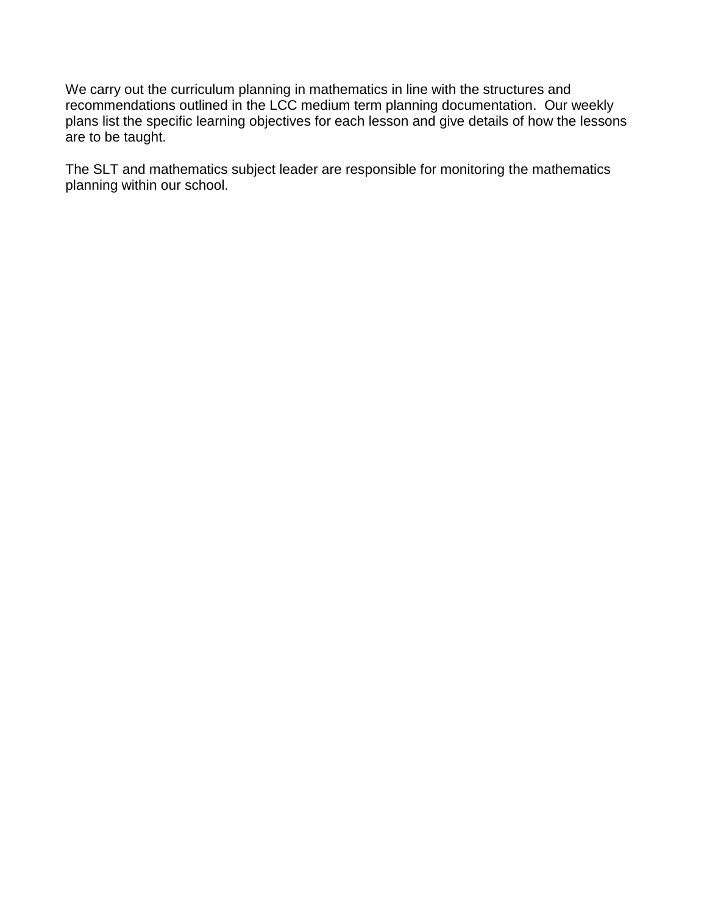We carry out the curriculum planning in mathematics in line with the structures and recommendations outlined in the LCC medium term planning documentation. Our weekly plans list the specific learning objectives for each lesson and give details of how the lessons are to be taught.

The SLT and mathematics subject leader are responsible for monitoring the mathematics planning within our school.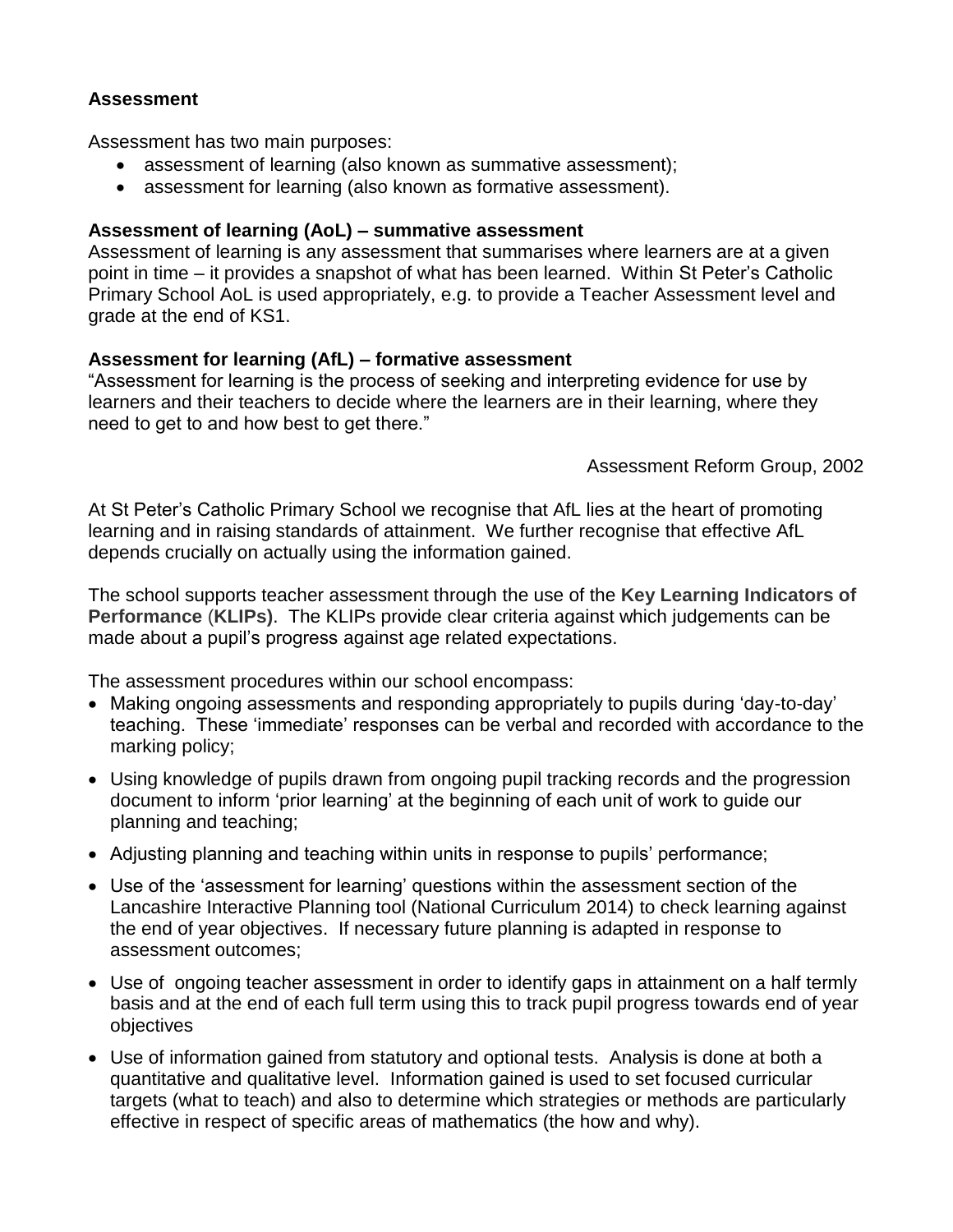## Assessment

Assessment has two main purposes:

- assessment of learning (also known as summative assessment);
- assessment for learning (also known as formative assessment).

### Assessment of learning (AoL) – summative assessment

Assessment of learning is any assessment that summarises where learners are at a given point in time – it provides a snapshot of what has been learned. Within St Peter's Catholic Primary School AoL is used appropriately, e.g. to provide a Teacher Assessment level and grade at the end of KS1.

### Assessment for learning (AfL) – formative assessment

"Assessment for learning is the process of seeking and interpreting evidence for use by learners and their teachers to decide where the learners are in their learning, where they need to get to and how best to get there."

Assessment Reform Group, 2002

At St Peter's Catholic Primary School we recognise that AfL lies at the heart of promoting learning and in raising standards of attainment. We further recognise that effective AfL depends crucially on actually using the information gained.

The school supports teacher assessment through the use of the **Key Learning Indicators of Performance** (**KLIPs)**. The KLIPs provide clear criteria against which judgements can be made about a pupil's progress against age related expectations.

The assessment procedures within our school encompass:

- Making ongoing assessments and responding appropriately to pupils during 'day-to-day' teaching. These 'immediate' responses can be verbal and recorded with accordance to the marking policy;
- Using knowledge of pupils drawn from ongoing pupil tracking records and the progression document to inform 'prior learning' at the beginning of each unit of work to guide our planning and teaching;
- Adjusting planning and teaching within units in response to pupils' performance;
- Use of the 'assessment for learning' questions within the assessment section of the Lancashire Interactive Planning tool (National Curriculum 2014) to check learning against the end of year objectives. If necessary future planning is adapted in response to assessment outcomes;
- Use of ongoing teacher assessment in order to identify gaps in attainment on a half termly basis and at the end of each full term using this to track pupil progress towards end of year objectives
- Use of information gained from statutory and optional tests. Analysis is done at both a quantitative and qualitative level. Information gained is used to set focused curricular targets (what to teach) and also to determine which strategies or methods are particularly effective in respect of specific areas of mathematics (the how and why).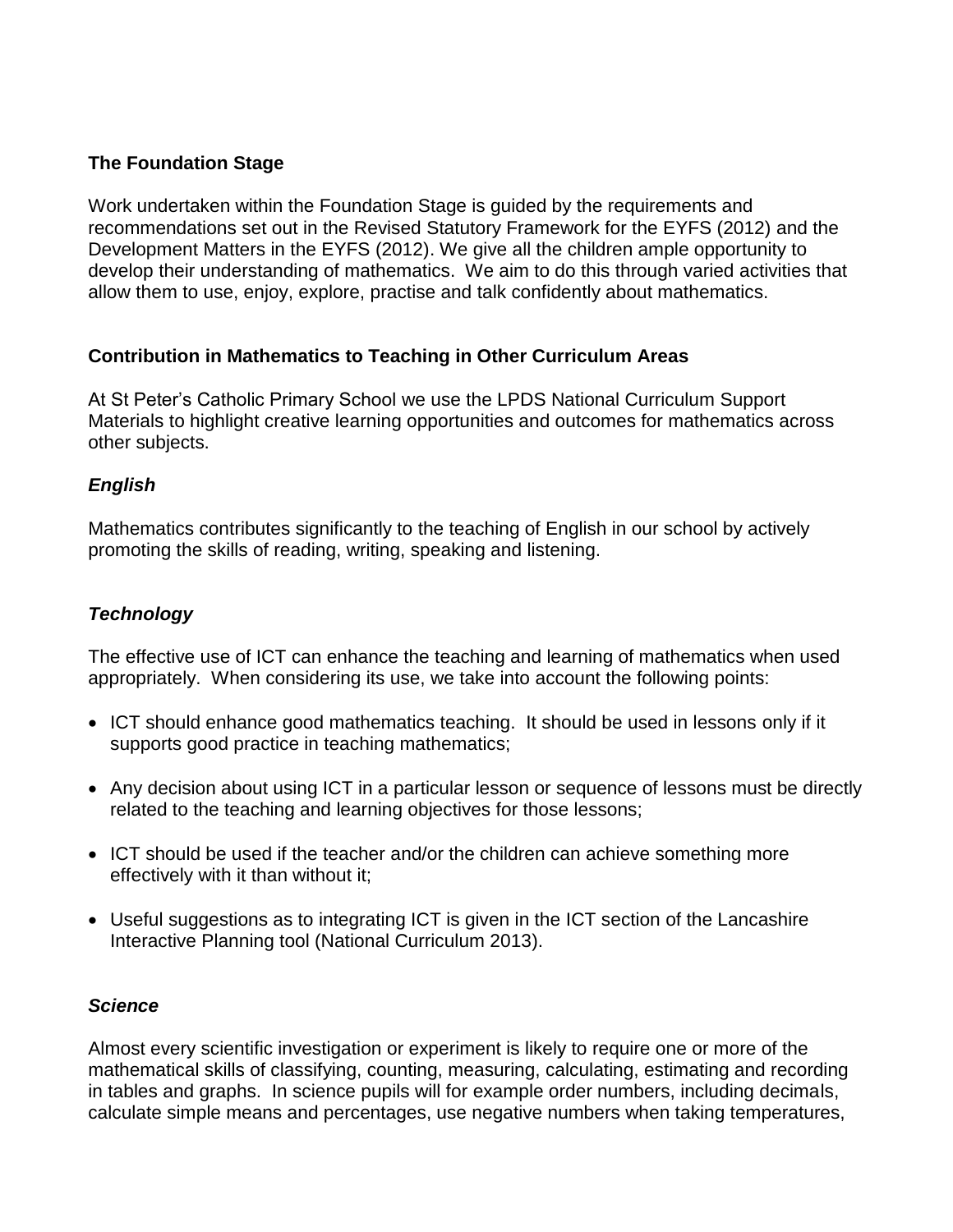### The Foundation Stage

Work undertaken within the Foundation Stage is guided by the requirements and recommendations set out in the Revised Statutory Framework for the EYFS (2012) and the Development Matters in the EYFS (2012). We give all the children ample opportunity to develop their understanding of mathematics. We aim to do this through varied activities that allow them to use, enjoy, explore, practise and talk confidently about mathematics.

### Contribution in Mathematics to Teaching in Other Curriculum Areas

At St Peter's Catholic Primary School we use the LPDS National Curriculum Support Materials to highlight creative learning opportunities and outcomes for mathematics across other subjects.

#### *English*

Mathematics contributes significantly to the teaching of English in our school by actively promoting the skills of reading, writing, speaking and listening.

#### *Technology*

The effective use of ICT can enhance the teaching and learning of mathematics when used appropriately. When considering its use, we take into account the following points:

- ICT should enhance good mathematics teaching. It should be used in lessons only if it supports good practice in teaching mathematics;
- Any decision about using ICT in a particular lesson or sequence of lessons must be directly related to the teaching and learning objectives for those lessons;
- ICT should be used if the teacher and/or the children can achieve something more effectively with it than without it;
- Useful suggestions as to integrating ICT is given in the ICT section of the Lancashire Interactive Planning tool (National Curriculum 2013).

#### *Science*

Almost every scientific investigation or experiment is likely to require one or more of the mathematical skills of classifying, counting, measuring, calculating, estimating and recording in tables and graphs. In science pupils will for example order numbers, including decimals, calculate simple means and percentages, use negative numbers when taking temperatures,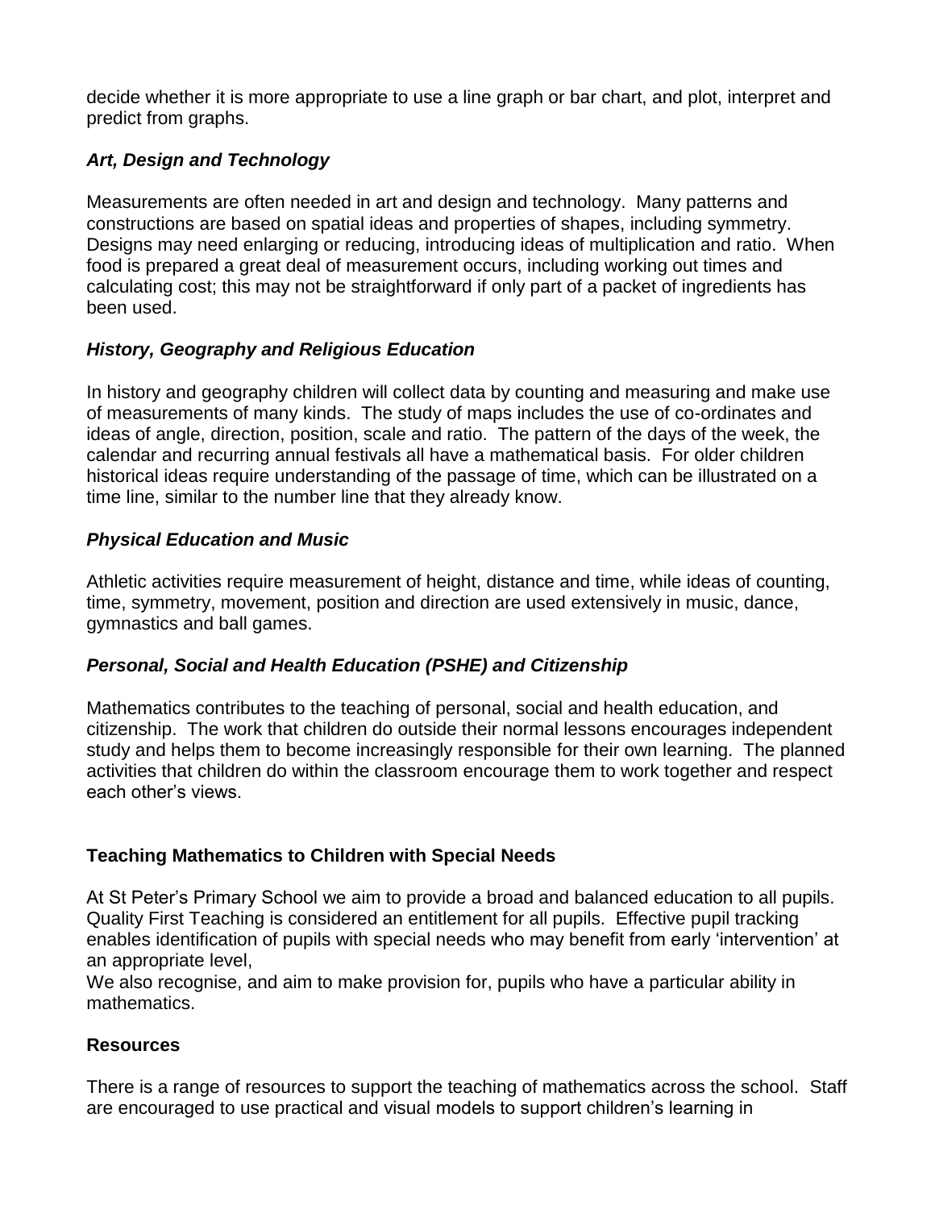decide whether it is more appropriate to use a line graph or bar chart, and plot, interpret and predict from graphs.

### *Art, Design and Technology*

Measurements are often needed in art and design and technology. Many patterns and constructions are based on spatial ideas and properties of shapes, including symmetry. Designs may need enlarging or reducing, introducing ideas of multiplication and ratio. When food is prepared a great deal of measurement occurs, including working out times and calculating cost; this may not be straightforward if only part of a packet of ingredients has been used.

### *History, Geography and Religious Education*

In history and geography children will collect data by counting and measuring and make use of measurements of many kinds. The study of maps includes the use of co-ordinates and ideas of angle, direction, position, scale and ratio. The pattern of the days of the week, the calendar and recurring annual festivals all have a mathematical basis. For older children historical ideas require understanding of the passage of time, which can be illustrated on a time line, similar to the number line that they already know.

### *Physical Education and Music*

Athletic activities require measurement of height, distance and time, while ideas of counting, time, symmetry, movement, position and direction are used extensively in music, dance, gymnastics and ball games.

### *Personal, Social and Health Education (PSHE) and Citizenship*

Mathematics contributes to the teaching of personal, social and health education, and citizenship. The work that children do outside their normal lessons encourages independent study and helps them to become increasingly responsible for their own learning. The planned activities that children do within the classroom encourage them to work together and respect each other's views.

## Teaching Mathematics to Children with Special Needs

At St Peter's Primary School we aim to provide a broad and balanced education to all pupils. Quality First Teaching is considered an entitlement for all pupils. Effective pupil tracking enables identification of pupils with special needs who may benefit from early 'intervention' at an appropriate level,
We also recognise, and aim to make provision for, pupils who have a particular ability in mathematics.

## Resources

There is a range of resources to support the teaching of mathematics across the school. Staff are encouraged to use practical and visual models to support children's learning in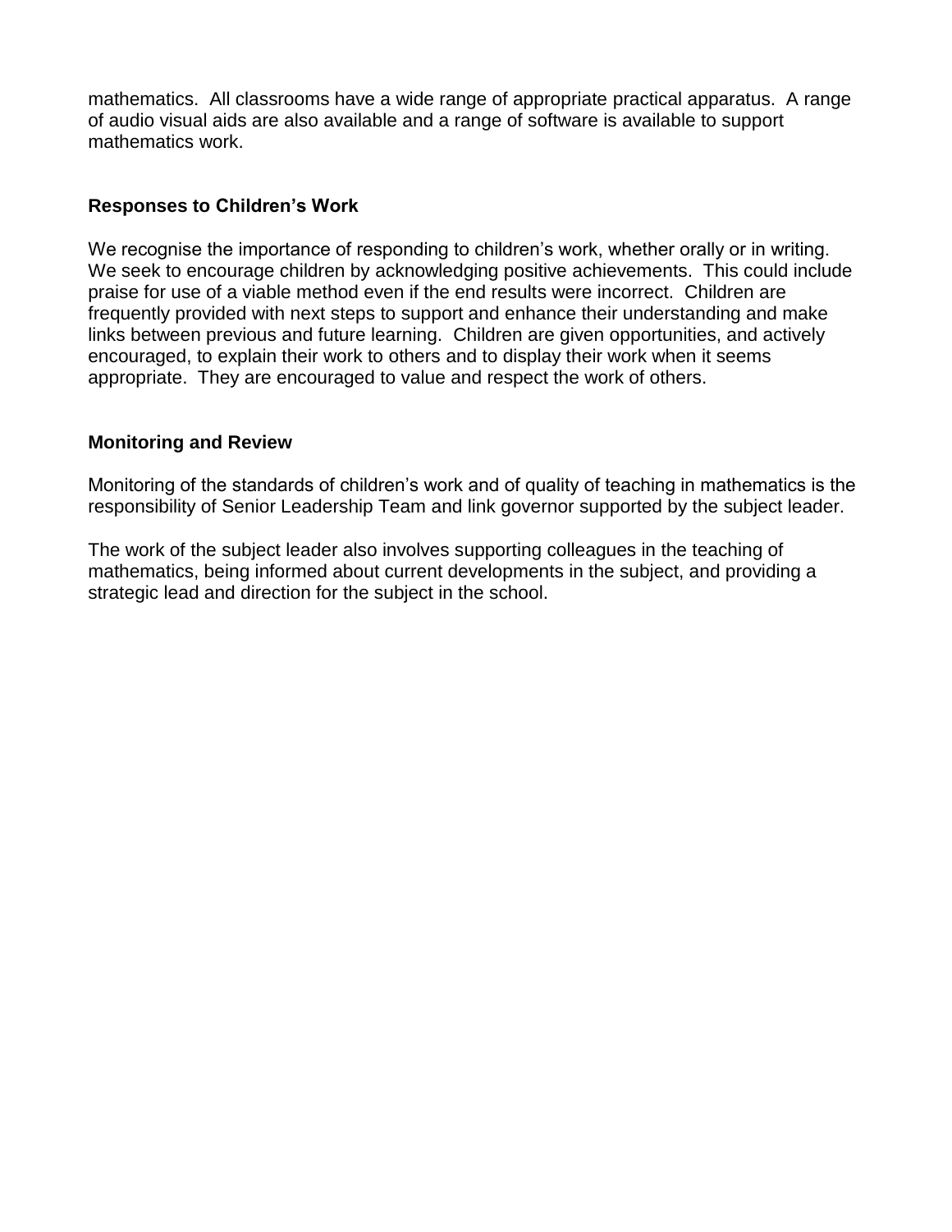mathematics. All classrooms have a wide range of appropriate practical apparatus. A range of audio visual aids are also available and a range of software is available to support mathematics work.

### Responses to Children's Work

We recognise the importance of responding to children's work, whether orally or in writing. We seek to encourage children by acknowledging positive achievements. This could include praise for use of a viable method even if the end results were incorrect. Children are frequently provided with next steps to support and enhance their understanding and make links between previous and future learning. Children are given opportunities, and actively encouraged, to explain their work to others and to display their work when it seems appropriate. They are encouraged to value and respect the work of others.

### Monitoring and Review

Monitoring of the standards of children's work and of quality of teaching in mathematics is the responsibility of Senior Leadership Team and link governor supported by the subject leader.

The work of the subject leader also involves supporting colleagues in the teaching of mathematics, being informed about current developments in the subject, and providing a strategic lead and direction for the subject in the school.